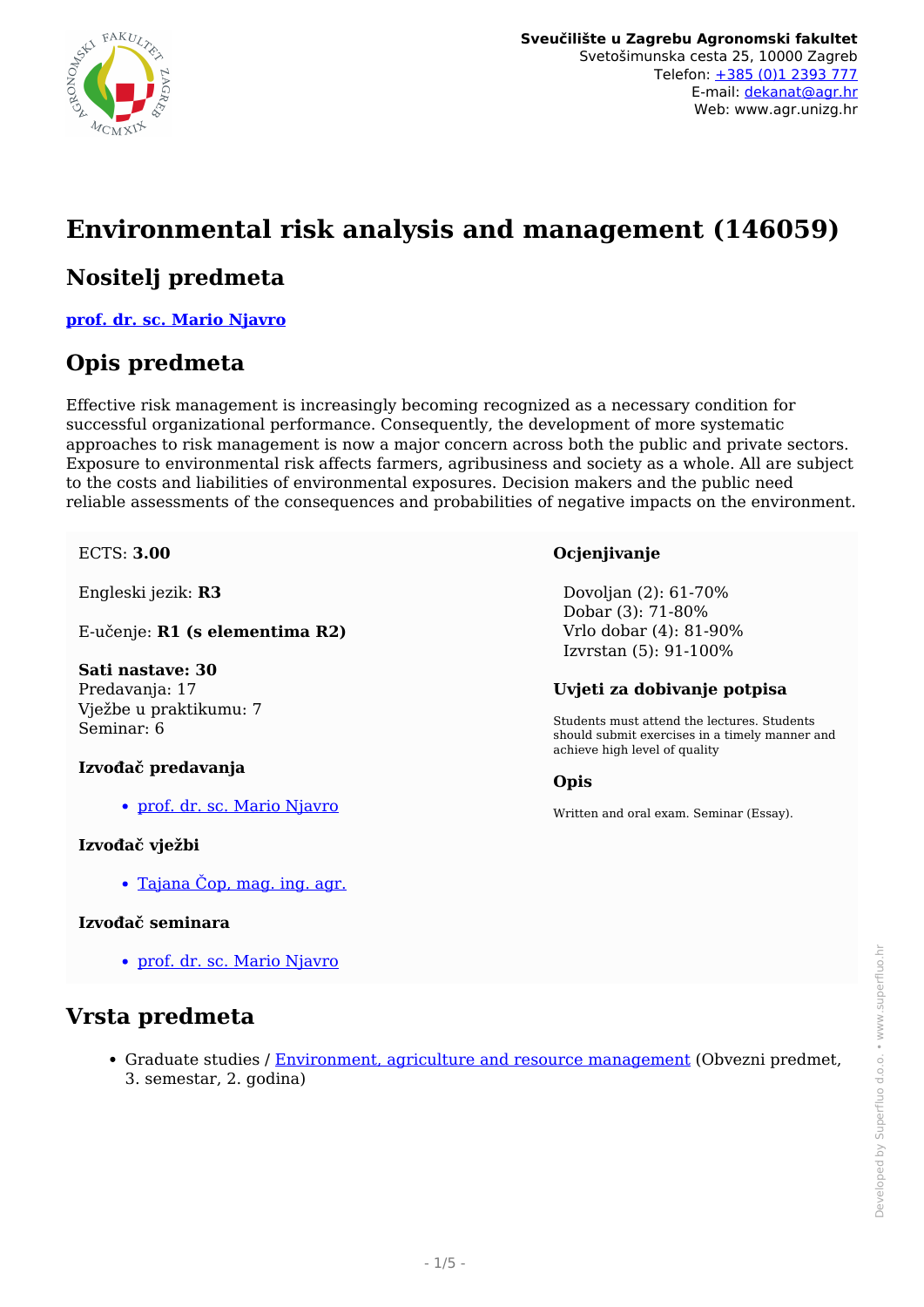**Sveučilište u Zagrebu Agronomski fakultet**
Svetošimunska cesta 25, 10000 Zagreb
Telefon: +385 (0)1 2393 777
E-mail: dekanat@agr.hr
Web: www.agr.unizg.hr

# Environmental risk analysis and management (146059)

## Nositelj predmeta

**prof. dr. sc. Mario Njavro**

## Opis predmeta

Effective risk management is increasingly becoming recognized as a necessary condition for successful organizational performance. Consequently, the development of more systematic approaches to risk management is now a major concern across both the public and private sectors. Exposure to environmental risk affects farmers, agribusiness and society as a whole. All are subject to the costs and liabilities of environmental exposures. Decision makers and the public need reliable assessments of the consequences and probabilities of negative impacts on the environment.

ECTS: **3.00**

Engleski jezik: **R3**

E-učenje: **R1 (s elementima R2)**

**Sati nastave: 30**
Predavanja: 17
Vježbe u praktikumu: 7
Seminar: 6

#### Izvođač predavanja

- prof. dr. sc. Mario Njavro

#### Izvođač vježbi

- Tajana Čop, mag. ing. agr.

#### Izvođač seminara

- prof. dr. sc. Mario Njavro

#### Ocjenjivanje

Dovoljan (2): 61-70%
Dobar (3): 71-80%
Vrlo dobar (4): 81-90%
Izvrstan (5): 91-100%

#### Uvjeti za dobivanje potpisa

Students must attend the lectures. Students should submit exercises in a timely manner and achieve high level of quality

#### Opis

Written and oral exam. Seminar (Essay).

## Vrsta predmeta

- Graduate studies / Environment, agriculture and resource management (Obvezni predmet, 3. semestar, 2. godina)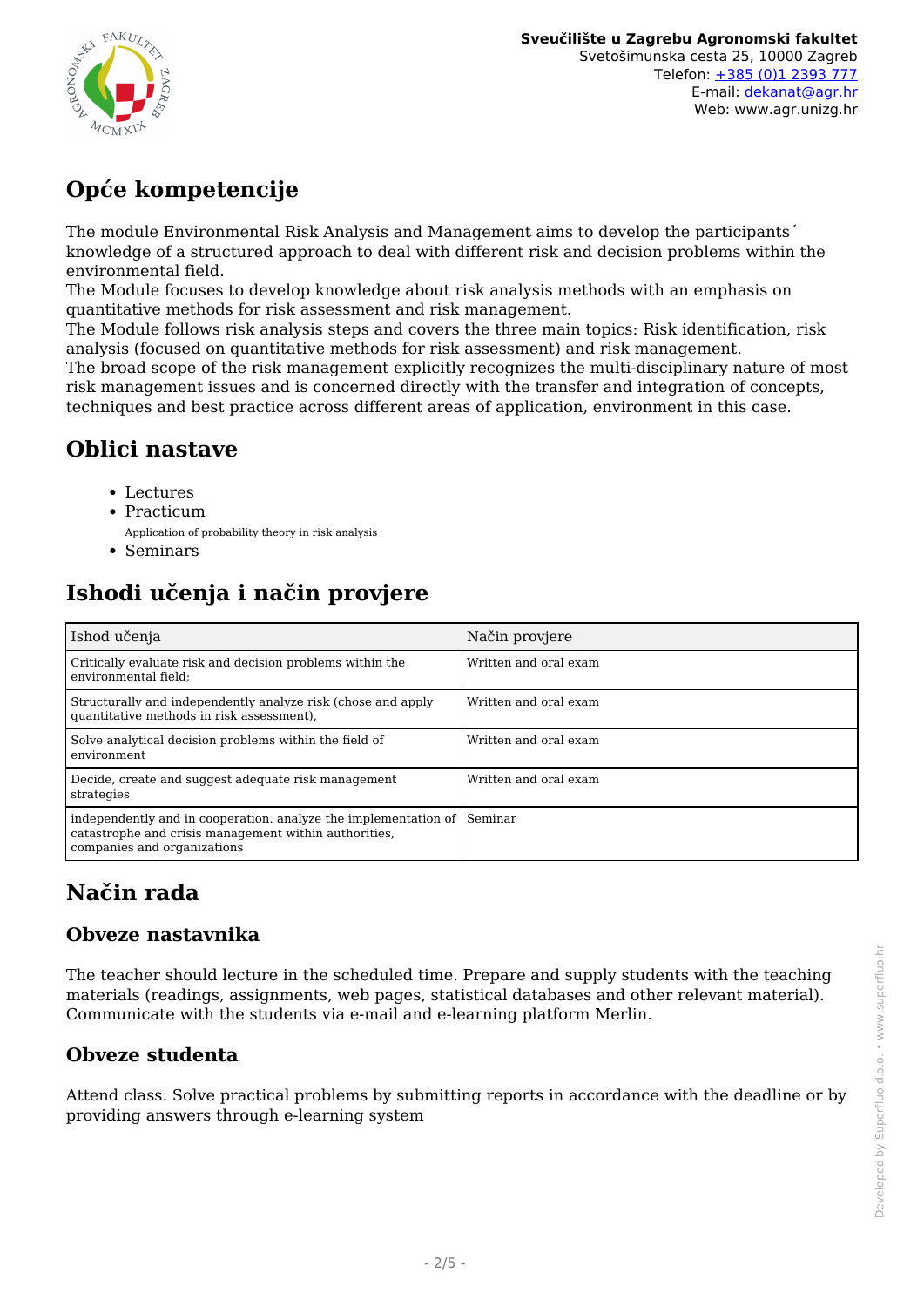## Opće kompetencije

The module Environmental Risk Analysis and Management aims to develop the participants´ knowledge of a structured approach to deal with different risk and decision problems within the environmental field.
The Module focuses to develop knowledge about risk analysis methods with an emphasis on quantitative methods for risk assessment and risk management.
The Module follows risk analysis steps and covers the three main topics: Risk identification, risk analysis (focused on quantitative methods for risk assessment) and risk management.
The broad scope of the risk management explicitly recognizes the multi-disciplinary nature of most risk management issues and is concerned directly with the transfer and integration of concepts, techniques and best practice across different areas of application, environment in this case.

## Oblici nastave

- Lectures
- Practicum
  Application of probability theory in risk analysis
- Seminars

## Ishodi učenja i način provjere

| Ishod učenja | Način provjere |
|---|---|
| Critically evaluate risk and decision problems within the environmental field; | Written and oral exam |
| Structurally and independently analyze risk (chose and apply quantitative methods in risk assessment), | Written and oral exam |
| Solve analytical decision problems within the field of environment | Written and oral exam |
| Decide, create and suggest adequate risk management strategies | Written and oral exam |
| independently and in cooperation. analyze the implementation of catastrophe and crisis management within authorities, companies and organizations | Seminar |

## Način rada

### Obveze nastavnika

The teacher should lecture in the scheduled time. Prepare and supply students with the teaching materials (readings, assignments, web pages, statistical databases and other relevant material). Communicate with the students via e-mail and e-learning platform Merlin.

### Obveze studenta

Attend class. Solve practical problems by submitting reports in accordance with the deadline or by providing answers through e-learning system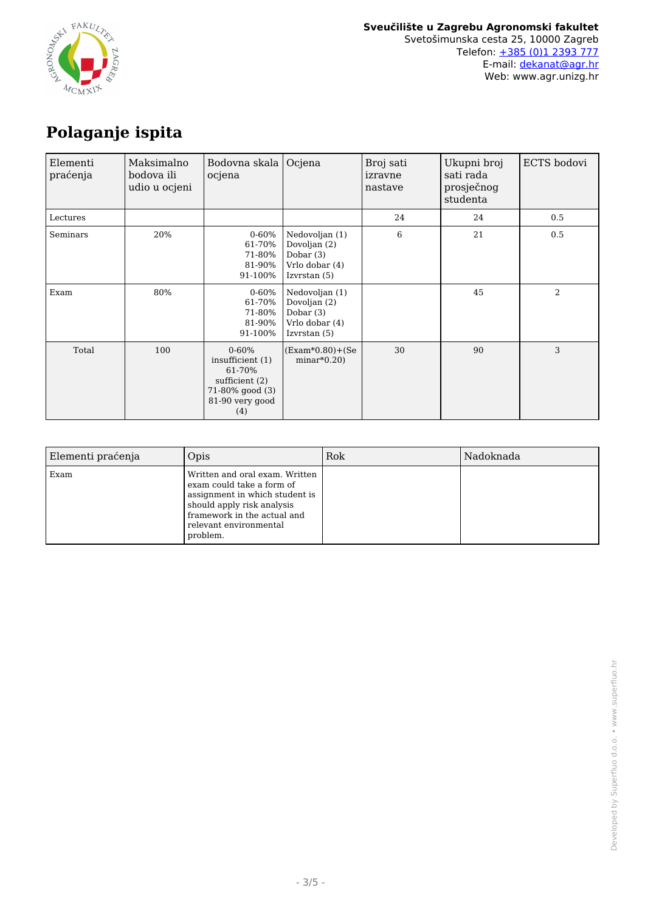# Polaganje ispita

| Elementi praćenja | Maksimalno bodova ili udio u ocjeni | Bodovna skala ocjena | Ocjena | Broj sati izravne nastave | Ukupni broj sati rada prosječnog studenta | ECTS bodovi |
|---|---|---|---|---|---|---|
| Lectures | | | | 24 | 24 | 0.5 |
| Seminars | 20% | 0-60%<br>61-70%<br>71-80%<br>81-90%<br>91-100% | Nedovoljan (1)<br>Dovoljan (2)<br>Dobar (3)<br>Vrlo dobar (4)<br>Izvrstan (5) | 6 | 21 | 0.5 |
| Exam | 80% | 0-60%<br>61-70%<br>71-80%<br>81-90%<br>91-100% | Nedovoljan (1)<br>Dovoljan (2)<br>Dobar (3)<br>Vrlo dobar (4)<br>Izvrstan (5) | | 45 | 2 |
| Total | 100 | 0-60% insufficient (1) 61-70% sufficient (2) 71-80% good (3) 81-90 very good (4) | (Exam*0.80)+(Seminar*0.20) | 30 | 90 | 3 |

| Elementi praćenja | Opis | Rok | Nadoknada |
|---|---|---|---|
| Exam | Written and oral exam. Written exam could take a form of assignment in which student is should apply risk analysis framework in the actual and relevant environmental problem. | | |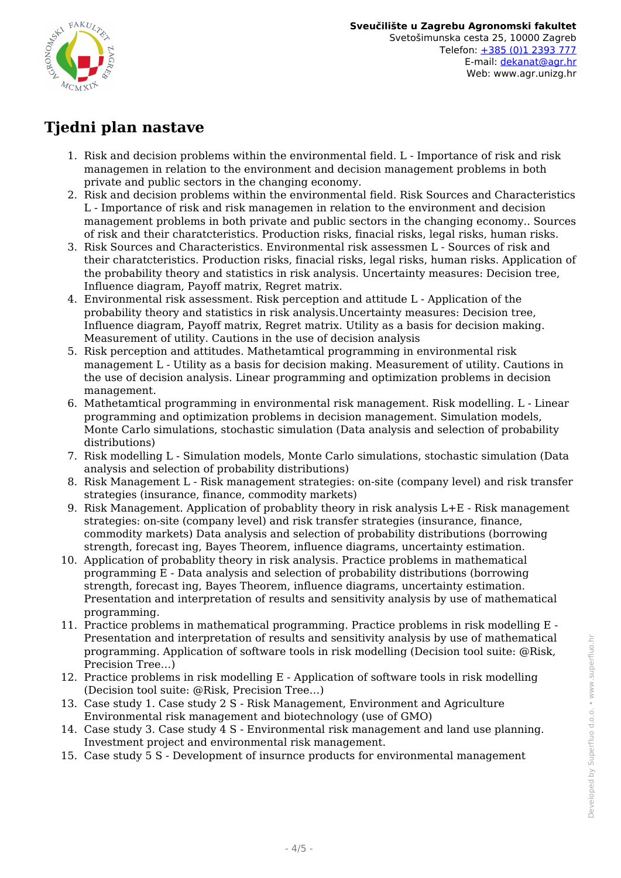## Tjedni plan nastave

1. Risk and decision problems within the environmental field. L - Importance of risk and risk managemen in relation to the environment and decision management problems in both private and public sectors in the changing economy.
2. Risk and decision problems within the environmental field. Risk Sources and Characteristics L - Importance of risk and risk managemen in relation to the environment and decision management problems in both private and public sectors in the changing economy.. Sources of risk and their charatcteristics. Production risks, finacial risks, legal risks, human risks.
3. Risk Sources and Characteristics. Environmental risk assessmen L - Sources of risk and their charatcteristics. Production risks, finacial risks, legal risks, human risks. Application of the probability theory and statistics in risk analysis. Uncertainty measures: Decision tree, Influence diagram, Payoff matrix, Regret matrix.
4. Environmental risk assessment. Risk perception and attitude L - Application of the probability theory and statistics in risk analysis.Uncertainty measures: Decision tree, Influence diagram, Payoff matrix, Regret matrix. Utility as a basis for decision making. Measurement of utility. Cautions in the use of decision analysis
5. Risk perception and attitudes. Mathetamtical programming in environmental risk management L - Utility as a basis for decision making. Measurement of utility. Cautions in the use of decision analysis. Linear programming and optimization problems in decision management.
6. Mathetamtical programming in environmental risk management. Risk modelling. L - Linear programming and optimization problems in decision management. Simulation models, Monte Carlo simulations, stochastic simulation (Data analysis and selection of probability distributions)
7. Risk modelling L - Simulation models, Monte Carlo simulations, stochastic simulation (Data analysis and selection of probability distributions)
8. Risk Management L - Risk management strategies: on-site (company level) and risk transfer strategies (insurance, finance, commodity markets)
9. Risk Management. Application of probablity theory in risk analysis L+E - Risk management strategies: on-site (company level) and risk transfer strategies (insurance, finance, commodity markets) Data analysis and selection of probability distributions (borrowing strength, forecast ing, Bayes Theorem, influence diagrams, uncertainty estimation.
10. Application of probablity theory in risk analysis. Practice problems in mathematical programming E - Data analysis and selection of probability distributions (borrowing strength, forecast ing, Bayes Theorem, influence diagrams, uncertainty estimation. Presentation and interpretation of results and sensitivity analysis by use of mathematical programming.
11. Practice problems in mathematical programming. Practice problems in risk modelling E - Presentation and interpretation of results and sensitivity analysis by use of mathematical programming. Application of software tools in risk modelling (Decision tool suite: @Risk, Precision Tree...)
12. Practice problems in risk modelling E - Application of software tools in risk modelling (Decision tool suite: @Risk, Precision Tree...)
13. Case study 1. Case study 2 S - Risk Management, Environment and Agriculture Environmental risk management and biotechnology (use of GMO)
14. Case study 3. Case study 4 S - Environmental risk management and land use planning. Investment project and environmental risk management.
15. Case study 5 S - Development of insurnce products for environmental management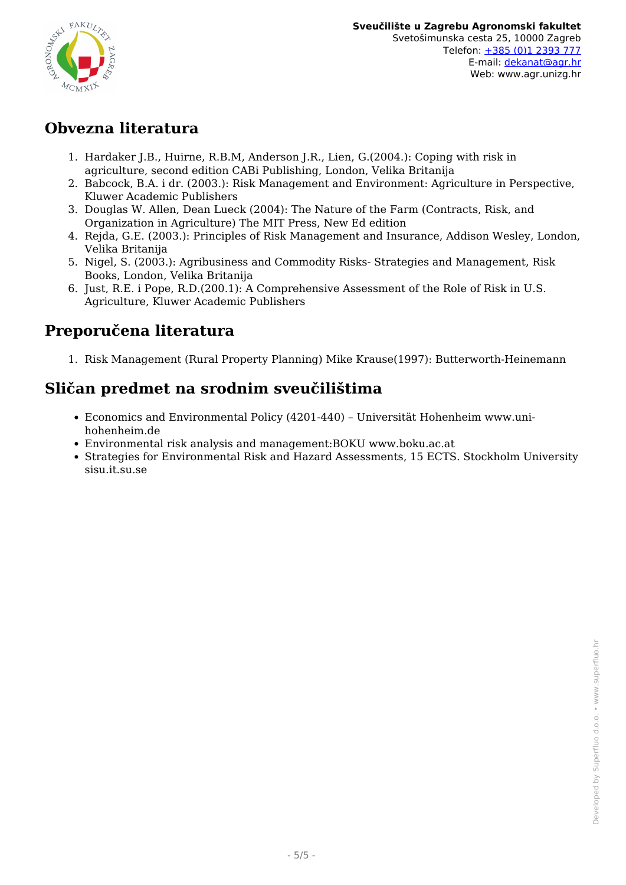## Obvezna literatura

1. Hardaker J.B., Huirne, R.B.M, Anderson J.R., Lien, G.(2004.): Coping with risk in agriculture, second edition CABi Publishing, London, Velika Britanija
2. Babcock, B.A. i dr. (2003.): Risk Management and Environment: Agriculture in Perspective, Kluwer Academic Publishers
3. Douglas W. Allen, Dean Lueck (2004): The Nature of the Farm (Contracts, Risk, and Organization in Agriculture) The MIT Press, New Ed edition
4. Rejda, G.E. (2003.): Principles of Risk Management and Insurance, Addison Wesley, London, Velika Britanija
5. Nigel, S. (2003.): Agribusiness and Commodity Risks- Strategies and Management, Risk Books, London, Velika Britanija
6. Just, R.E. i Pope, R.D.(200.1): A Comprehensive Assessment of the Role of Risk in U.S. Agriculture, Kluwer Academic Publishers

## Preporučena literatura

1. Risk Management (Rural Property Planning) Mike Krause(1997): Butterworth-Heinemann

## Sličan predmet na srodnim sveučilištima

- Economics and Environmental Policy (4201-440) – Universität Hohenheim www.uni-hohenheim.de
- Environmental risk analysis and management:BOKU www.boku.ac.at
- Strategies for Environmental Risk and Hazard Assessments, 15 ECTS. Stockholm University sisu.it.su.se